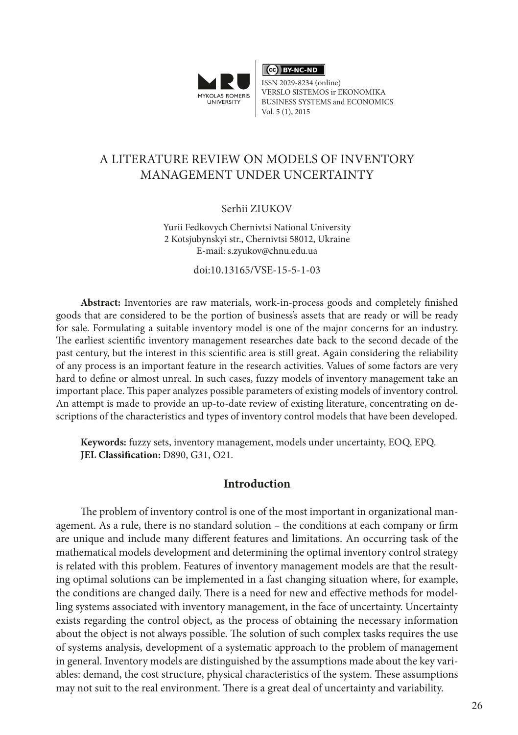ISSN 2029-8234 (online)
VERSLO SISTEMOS ir EKONOMIKA
BUSINESS SYSTEMS and ECONOMICS
Vol. 5 (1), 2015

# A LITERATURE REVIEW ON MODELS OF INVENTORY MANAGEMENT UNDER UNCERTAINTY

Serhii ZIUKOV

Yurii Fedkovych Chernivtsi National University
2 Kotsjubynskyi str., Chernivtsi 58012, Ukraine
E-mail: s.zyukov@chnu.edu.ua

doi:10.13165/VSE-15-5-1-03

**Abstract:** Inventories are raw materials, work-in-process goods and completely finished goods that are considered to be the portion of business's assets that are ready or will be ready for sale. Formulating a suitable inventory model is one of the major concerns for an industry. The earliest scientific inventory management researches date back to the second decade of the past century, but the interest in this scientific area is still great. Again considering the reliability of any process is an important feature in the research activities. Values of some factors are very hard to define or almost unreal. In such cases, fuzzy models of inventory management take an important place. This paper analyzes possible parameters of existing models of inventory control. An attempt is made to provide an up-to-date review of existing literature, concentrating on descriptions of the characteristics and types of inventory control models that have been developed.

**Keywords:** fuzzy sets, inventory management, models under uncertainty, EOQ, EPQ.
**JEL Classification:** D890, G31, O21.

## Introduction

The problem of inventory control is one of the most important in organizational management. As a rule, there is no standard solution – the conditions at each company or firm are unique and include many different features and limitations. An occurring task of the mathematical models development and determining the optimal inventory control strategy is related with this problem. Features of inventory management models are that the resulting optimal solutions can be implemented in a fast changing situation where, for example, the conditions are changed daily. There is a need for new and effective methods for modelling systems associated with inventory management, in the face of uncertainty. Uncertainty exists regarding the control object, as the process of obtaining the necessary information about the object is not always possible. The solution of such complex tasks requires the use of systems analysis, development of a systematic approach to the problem of management in general. Inventory models are distinguished by the assumptions made about the key variables: demand, the cost structure, physical characteristics of the system. These assumptions may not suit to the real environment. There is a great deal of uncertainty and variability.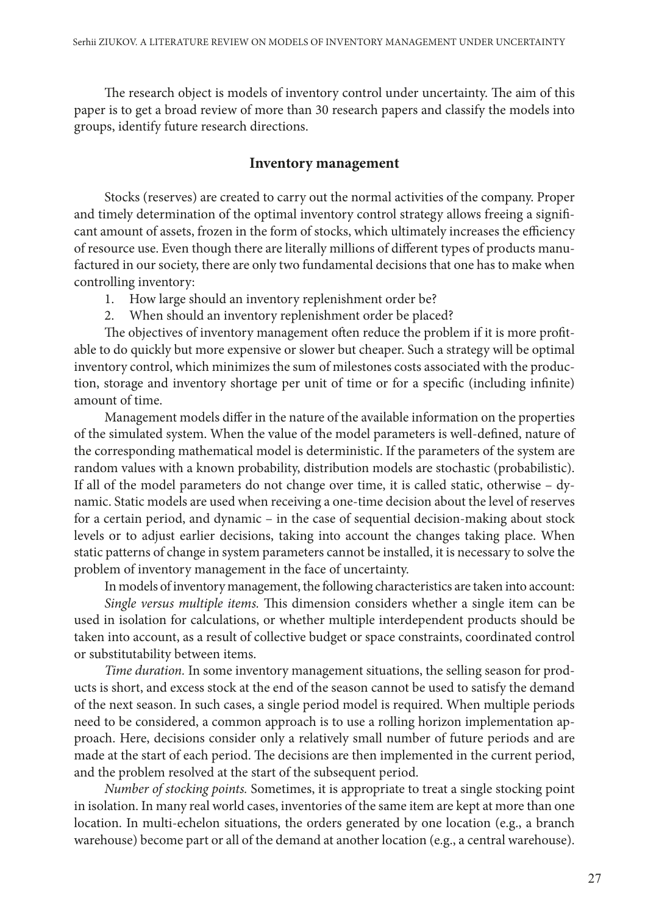The research object is models of inventory control under uncertainty. The aim of this paper is to get a broad review of more than 30 research papers and classify the models into groups, identify future research directions.

## Inventory management

Stocks (reserves) are created to carry out the normal activities of the company. Proper and timely determination of the optimal inventory control strategy allows freeing a significant amount of assets, frozen in the form of stocks, which ultimately increases the efficiency of resource use. Even though there are literally millions of different types of products manufactured in our society, there are only two fundamental decisions that one has to make when controlling inventory:

1. How large should an inventory replenishment order be?
2. When should an inventory replenishment order be placed?

The objectives of inventory management often reduce the problem if it is more profitable to do quickly but more expensive or slower but cheaper. Such a strategy will be optimal inventory control, which minimizes the sum of milestones costs associated with the production, storage and inventory shortage per unit of time or for a specific (including infinite) amount of time.

Management models differ in the nature of the available information on the properties of the simulated system. When the value of the model parameters is well-defined, nature of the corresponding mathematical model is deterministic. If the parameters of the system are random values with a known probability, distribution models are stochastic (probabilistic). If all of the model parameters do not change over time, it is called static, otherwise – dynamic. Static models are used when receiving a one-time decision about the level of reserves for a certain period, and dynamic – in the case of sequential decision-making about stock levels or to adjust earlier decisions, taking into account the changes taking place. When static patterns of change in system parameters cannot be installed, it is necessary to solve the problem of inventory management in the face of uncertainty.

In models of inventory management, the following characteristics are taken into account:

*Single versus multiple items.* This dimension considers whether a single item can be used in isolation for calculations, or whether multiple interdependent products should be taken into account, as a result of collective budget or space constraints, coordinated control or substitutability between items.

*Time duration.* In some inventory management situations, the selling season for products is short, and excess stock at the end of the season cannot be used to satisfy the demand of the next season. In such cases, a single period model is required. When multiple periods need to be considered, a common approach is to use a rolling horizon implementation approach. Here, decisions consider only a relatively small number of future periods and are made at the start of each period. The decisions are then implemented in the current period, and the problem resolved at the start of the subsequent period.

*Number of stocking points.* Sometimes, it is appropriate to treat a single stocking point in isolation. In many real world cases, inventories of the same item are kept at more than one location. In multi-echelon situations, the orders generated by one location (e.g., a branch warehouse) become part or all of the demand at another location (e.g., a central warehouse).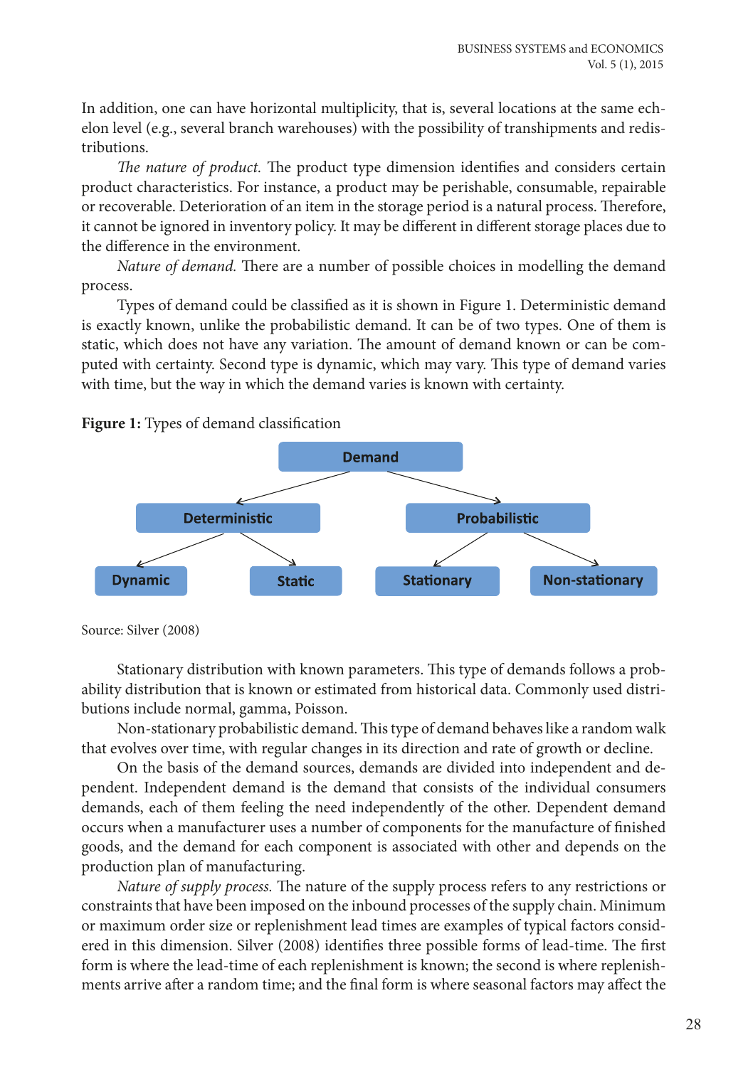In addition, one can have horizontal multiplicity, that is, several locations at the same echelon level (e.g., several branch warehouses) with the possibility of transhipments and redistributions.

*The nature of product.* The product type dimension identifies and considers certain product characteristics. For instance, a product may be perishable, consumable, repairable or recoverable. Deterioration of an item in the storage period is a natural process. Therefore, it cannot be ignored in inventory policy. It may be different in different storage places due to the difference in the environment.

*Nature of demand.* There are a number of possible choices in modelling the demand process.

Types of demand could be classified as it is shown in Figure 1. Deterministic demand is exactly known, unlike the probabilistic demand. It can be of two types. One of them is static, which does not have any variation. The amount of demand known or can be computed with certainty. Second type is dynamic, which may vary. This type of demand varies with time, but the way in which the demand varies is known with certainty.

**Figure 1:** Types of demand classification

- Demand
  - Deterministic
    - Dynamic
    - Static
  - Probabilistic
    - Stationary
    - Non-stationary

Source: Silver (2008)

Stationary distribution with known parameters. This type of demands follows a probability distribution that is known or estimated from historical data. Commonly used distributions include normal, gamma, Poisson.

Non-stationary probabilistic demand. This type of demand behaves like a random walk that evolves over time, with regular changes in its direction and rate of growth or decline.

On the basis of the demand sources, demands are divided into independent and dependent. Independent demand is the demand that consists of the individual consumers demands, each of them feeling the need independently of the other. Dependent demand occurs when a manufacturer uses a number of components for the manufacture of finished goods, and the demand for each component is associated with other and depends on the production plan of manufacturing.

*Nature of supply process.* The nature of the supply process refers to any restrictions or constraints that have been imposed on the inbound processes of the supply chain. Minimum or maximum order size or replenishment lead times are examples of typical factors considered in this dimension. Silver (2008) identifies three possible forms of lead-time. The first form is where the lead-time of each replenishment is known; the second is where replenishments arrive after a random time; and the final form is where seasonal factors may affect the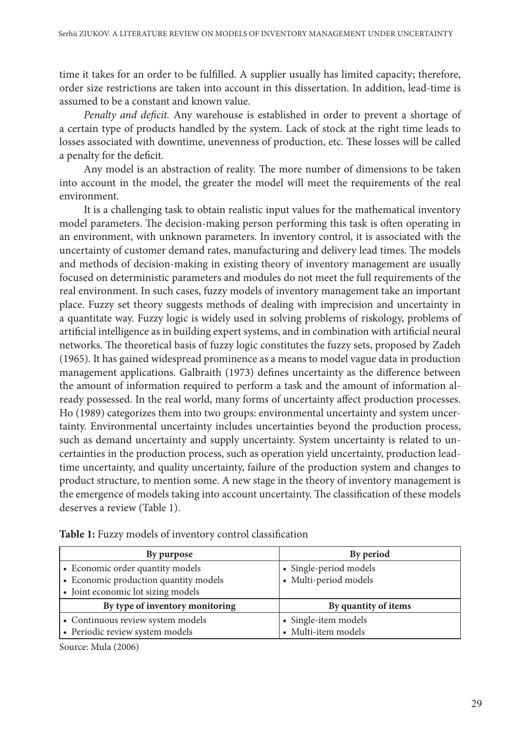time it takes for an order to be fulfilled. A supplier usually has limited capacity; therefore, order size restrictions are taken into account in this dissertation. In addition, lead-time is assumed to be a constant and known value.

*Penalty and deficit.* Any warehouse is established in order to prevent a shortage of a certain type of products handled by the system. Lack of stock at the right time leads to losses associated with downtime, unevenness of production, etc. These losses will be called a penalty for the deficit.

Any model is an abstraction of reality. The more number of dimensions to be taken into account in the model, the greater the model will meet the requirements of the real environment.

It is a challenging task to obtain realistic input values for the mathematical inventory model parameters. The decision-making person performing this task is often operating in an environment, with unknown parameters. In inventory control, it is associated with the uncertainty of customer demand rates, manufacturing and delivery lead times. The models and methods of decision-making in existing theory of inventory management are usually focused on deterministic parameters and modules do not meet the full requirements of the real environment. In such cases, fuzzy models of inventory management take an important place. Fuzzy set theory suggests methods of dealing with imprecision and uncertainty in a quantitate way. Fuzzy logic is widely used in solving problems of riskology, problems of artificial intelligence as in building expert systems, and in combination with artificial neural networks. The theoretical basis of fuzzy logic constitutes the fuzzy sets, proposed by Zadeh (1965). It has gained widespread prominence as a means to model vague data in production management applications. Galbraith (1973) defines uncertainty as the difference between the amount of information required to perform a task and the amount of information already possessed. In the real world, many forms of uncertainty affect production processes. Ho (1989) categorizes them into two groups: environmental uncertainty and system uncertainty. Environmental uncertainty includes uncertainties beyond the production process, such as demand uncertainty and supply uncertainty. System uncertainty is related to uncertainties in the production process, such as operation yield uncertainty, production lead-time uncertainty, and quality uncertainty, failure of the production system and changes to product structure, to mention some. A new stage in the theory of inventory management is the emergence of models taking into account uncertainty. The classification of these models deserves a review (Table 1).

**Table 1:** Fuzzy models of inventory control classification

| By purpose | By period |
|---|---|
| • Economic order quantity models<br>• Economic production quantity models<br>• Joint economic lot sizing models | • Single-period models<br>• Multi-period models |
| **By type of inventory monitoring** | **By quantity of items** |
| • Continuous review system models<br>• Periodic review system models | • Single-item models<br>• Multi-item models |

Source: Mula (2006)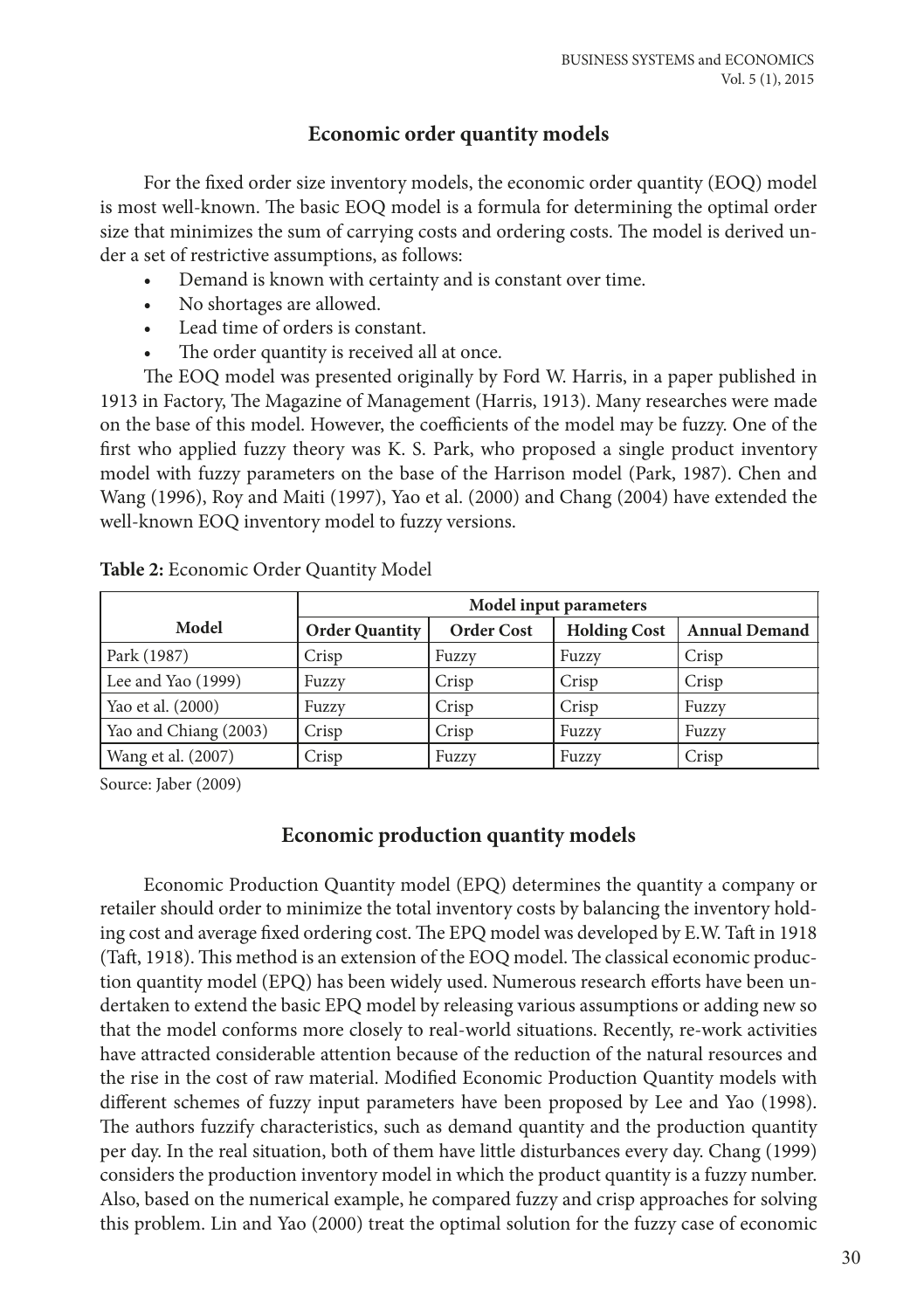## Economic order quantity models

For the fixed order size inventory models, the economic order quantity (EOQ) model is most well-known. The basic EOQ model is a formula for determining the optimal order size that minimizes the sum of carrying costs and ordering costs. The model is derived under a set of restrictive assumptions, as follows:

- Demand is known with certainty and is constant over time.
- No shortages are allowed.
- Lead time of orders is constant.
- The order quantity is received all at once.

The EOQ model was presented originally by Ford W. Harris, in a paper published in 1913 in Factory, The Magazine of Management (Harris, 1913). Many researches were made on the base of this model. However, the coefficients of the model may be fuzzy. One of the first who applied fuzzy theory was K. S. Park, who proposed a single product inventory model with fuzzy parameters on the base of the Harrison model (Park, 1987). Chen and Wang (1996), Roy and Maiti (1997), Yao et al. (2000) and Chang (2004) have extended the well-known EOQ inventory model to fuzzy versions.

**Table 2:** Economic Order Quantity Model

| Model | Model input parameters | | | |
|---|---|---|---|---|
| | **Order Quantity** | **Order Cost** | **Holding Cost** | **Annual Demand** |
| Park (1987) | Crisp | Fuzzy | Fuzzy | Crisp |
| Lee and Yao (1999) | Fuzzy | Crisp | Crisp | Crisp |
| Yao et al. (2000) | Fuzzy | Crisp | Crisp | Fuzzy |
| Yao and Chiang (2003) | Crisp | Crisp | Fuzzy | Fuzzy |
| Wang et al. (2007) | Crisp | Fuzzy | Fuzzy | Crisp |

Source: Jaber (2009)

## Economic production quantity models

Economic Production Quantity model (EPQ) determines the quantity a company or retailer should order to minimize the total inventory costs by balancing the inventory holding cost and average fixed ordering cost. The EPQ model was developed by E.W. Taft in 1918 (Taft, 1918). This method is an extension of the EOQ model. The classical economic production quantity model (EPQ) has been widely used. Numerous research efforts have been undertaken to extend the basic EPQ model by releasing various assumptions or adding new so that the model conforms more closely to real-world situations. Recently, re-work activities have attracted considerable attention because of the reduction of the natural resources and the rise in the cost of raw material. Modified Economic Production Quantity models with different schemes of fuzzy input parameters have been proposed by Lee and Yao (1998). The authors fuzzify characteristics, such as demand quantity and the production quantity per day. In the real situation, both of them have little disturbances every day. Chang (1999) considers the production inventory model in which the product quantity is a fuzzy number. Also, based on the numerical example, he compared fuzzy and crisp approaches for solving this problem. Lin and Yao (2000) treat the optimal solution for the fuzzy case of economic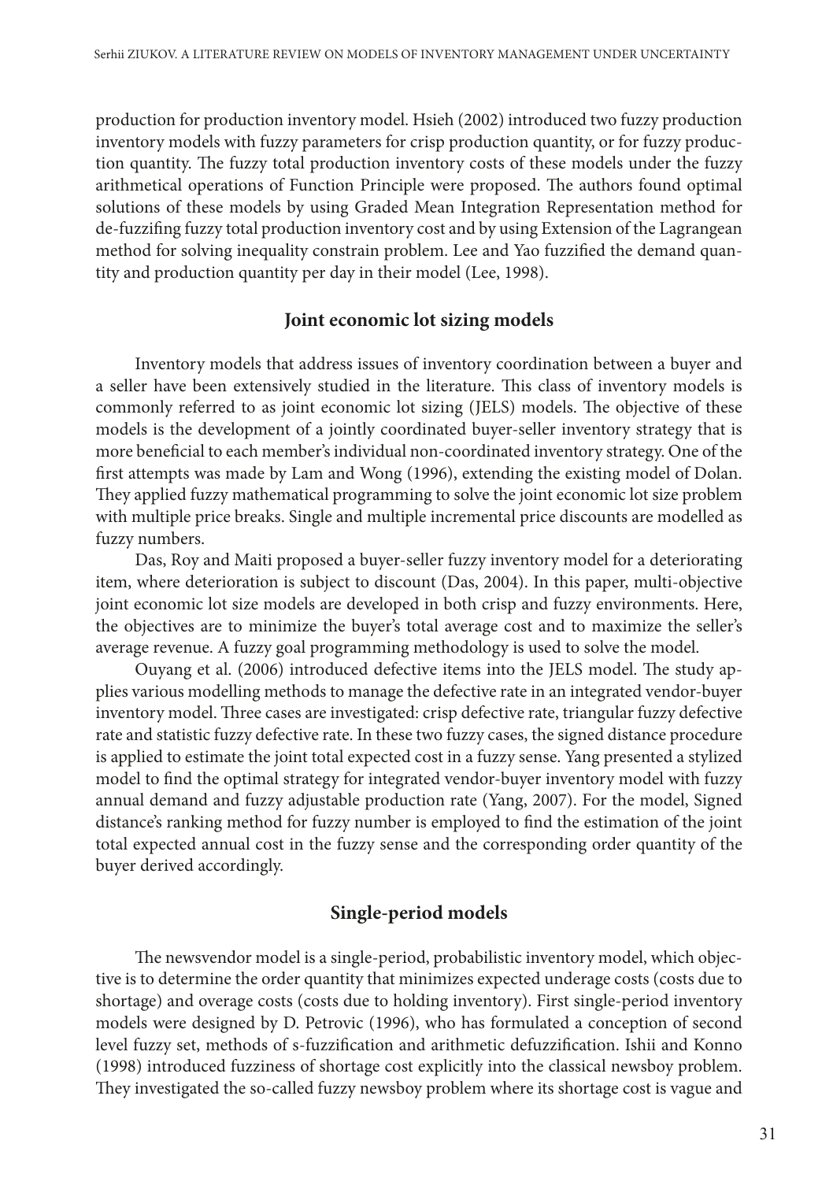production for production inventory model. Hsieh (2002) introduced two fuzzy production inventory models with fuzzy parameters for crisp production quantity, or for fuzzy production quantity. The fuzzy total production inventory costs of these models under the fuzzy arithmetical operations of Function Principle were proposed. The authors found optimal solutions of these models by using Graded Mean Integration Representation method for de-fuzzifing fuzzy total production inventory cost and by using Extension of the Lagrangean method for solving inequality constrain problem. Lee and Yao fuzzified the demand quantity and production quantity per day in their model (Lee, 1998).

## Joint economic lot sizing models

Inventory models that address issues of inventory coordination between a buyer and a seller have been extensively studied in the literature. This class of inventory models is commonly referred to as joint economic lot sizing (JELS) models. The objective of these models is the development of a jointly coordinated buyer-seller inventory strategy that is more beneficial to each member's individual non-coordinated inventory strategy. One of the first attempts was made by Lam and Wong (1996), extending the existing model of Dolan. They applied fuzzy mathematical programming to solve the joint economic lot size problem with multiple price breaks. Single and multiple incremental price discounts are modelled as fuzzy numbers.

Das, Roy and Maiti proposed a buyer-seller fuzzy inventory model for a deteriorating item, where deterioration is subject to discount (Das, 2004). In this paper, multi-objective joint economic lot size models are developed in both crisp and fuzzy environments. Here, the objectives are to minimize the buyer's total average cost and to maximize the seller's average revenue. A fuzzy goal programming methodology is used to solve the model.

Ouyang et al. (2006) introduced defective items into the JELS model. The study applies various modelling methods to manage the defective rate in an integrated vendor-buyer inventory model. Three cases are investigated: crisp defective rate, triangular fuzzy defective rate and statistic fuzzy defective rate. In these two fuzzy cases, the signed distance procedure is applied to estimate the joint total expected cost in a fuzzy sense. Yang presented a stylized model to find the optimal strategy for integrated vendor-buyer inventory model with fuzzy annual demand and fuzzy adjustable production rate (Yang, 2007). For the model, Signed distance's ranking method for fuzzy number is employed to find the estimation of the joint total expected annual cost in the fuzzy sense and the corresponding order quantity of the buyer derived accordingly.

## Single-period models

The newsvendor model is a single-period, probabilistic inventory model, which objective is to determine the order quantity that minimizes expected underage costs (costs due to shortage) and overage costs (costs due to holding inventory). First single-period inventory models were designed by D. Petrovic (1996), who has formulated a conception of second level fuzzy set, methods of s-fuzzification and arithmetic defuzzification. Ishii and Konno (1998) introduced fuzziness of shortage cost explicitly into the classical newsboy problem. They investigated the so-called fuzzy newsboy problem where its shortage cost is vague and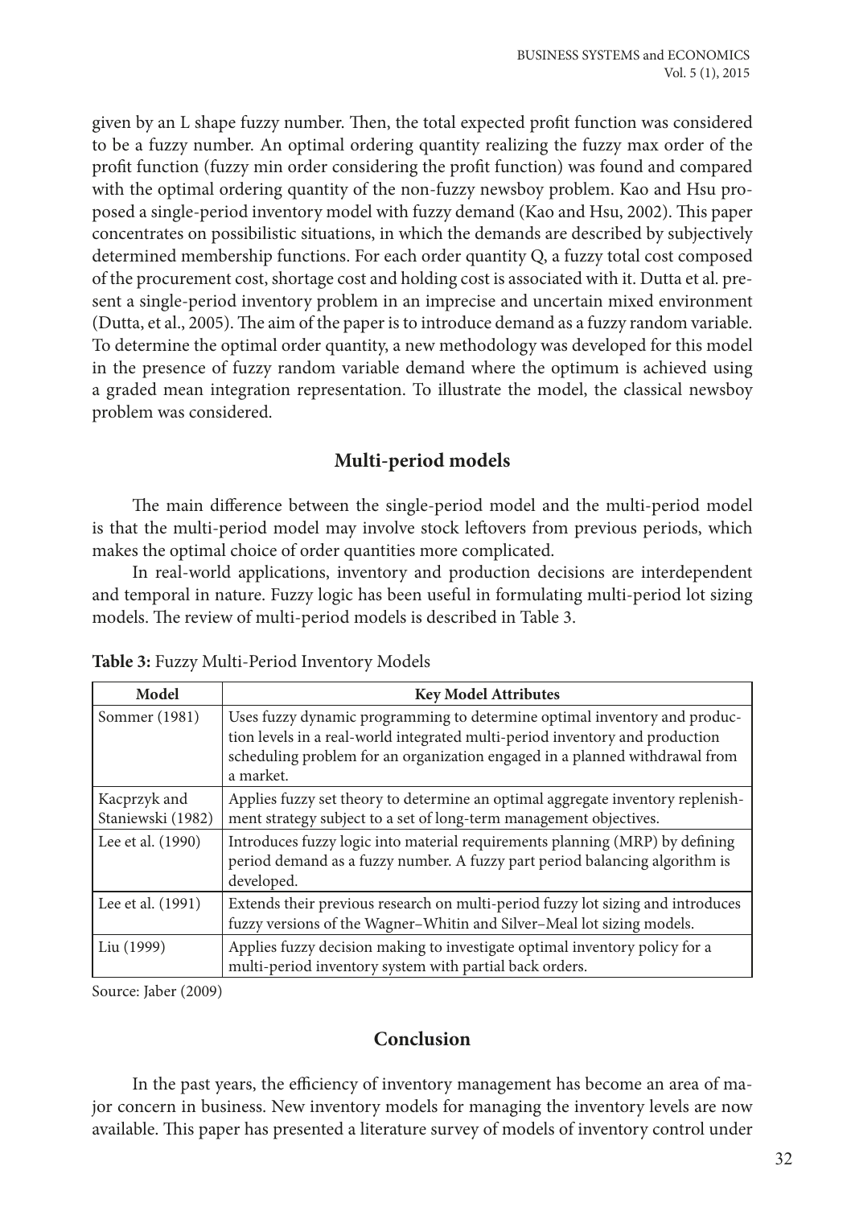given by an L shape fuzzy number. Then, the total expected profit function was considered to be a fuzzy number. An optimal ordering quantity realizing the fuzzy max order of the profit function (fuzzy min order considering the profit function) was found and compared with the optimal ordering quantity of the non-fuzzy newsboy problem. Kao and Hsu proposed a single-period inventory model with fuzzy demand (Kao and Hsu, 2002). This paper concentrates on possibilistic situations, in which the demands are described by subjectively determined membership functions. For each order quantity Q, a fuzzy total cost composed of the procurement cost, shortage cost and holding cost is associated with it. Dutta et al. present a single-period inventory problem in an imprecise and uncertain mixed environment (Dutta, et al., 2005). The aim of the paper is to introduce demand as a fuzzy random variable. To determine the optimal order quantity, a new methodology was developed for this model in the presence of fuzzy random variable demand where the optimum is achieved using a graded mean integration representation. To illustrate the model, the classical newsboy problem was considered.

## Multi-period models

The main difference between the single-period model and the multi-period model is that the multi-period model may involve stock leftovers from previous periods, which makes the optimal choice of order quantities more complicated.

In real-world applications, inventory and production decisions are interdependent and temporal in nature. Fuzzy logic has been useful in formulating multi-period lot sizing models. The review of multi-period models is described in Table 3.

**Table 3:** Fuzzy Multi-Period Inventory Models

| Model | Key Model Attributes |
|---|---|
| Sommer (1981) | Uses fuzzy dynamic programming to determine optimal inventory and production levels in a real-world integrated multi-period inventory and production scheduling problem for an organization engaged in a planned withdrawal from a market. |
| Kacprzyk and Staniewski (1982) | Applies fuzzy set theory to determine an optimal aggregate inventory replenishment strategy subject to a set of long-term management objectives. |
| Lee et al. (1990) | Introduces fuzzy logic into material requirements planning (MRP) by defining period demand as a fuzzy number. A fuzzy part period balancing algorithm is developed. |
| Lee et al. (1991) | Extends their previous research on multi-period fuzzy lot sizing and introduces fuzzy versions of the Wagner–Whitin and Silver–Meal lot sizing models. |
| Liu (1999) | Applies fuzzy decision making to investigate optimal inventory policy for a multi-period inventory system with partial back orders. |

Source: Jaber (2009)

## Conclusion

In the past years, the efficiency of inventory management has become an area of major concern in business. New inventory models for managing the inventory levels are now available. This paper has presented a literature survey of models of inventory control under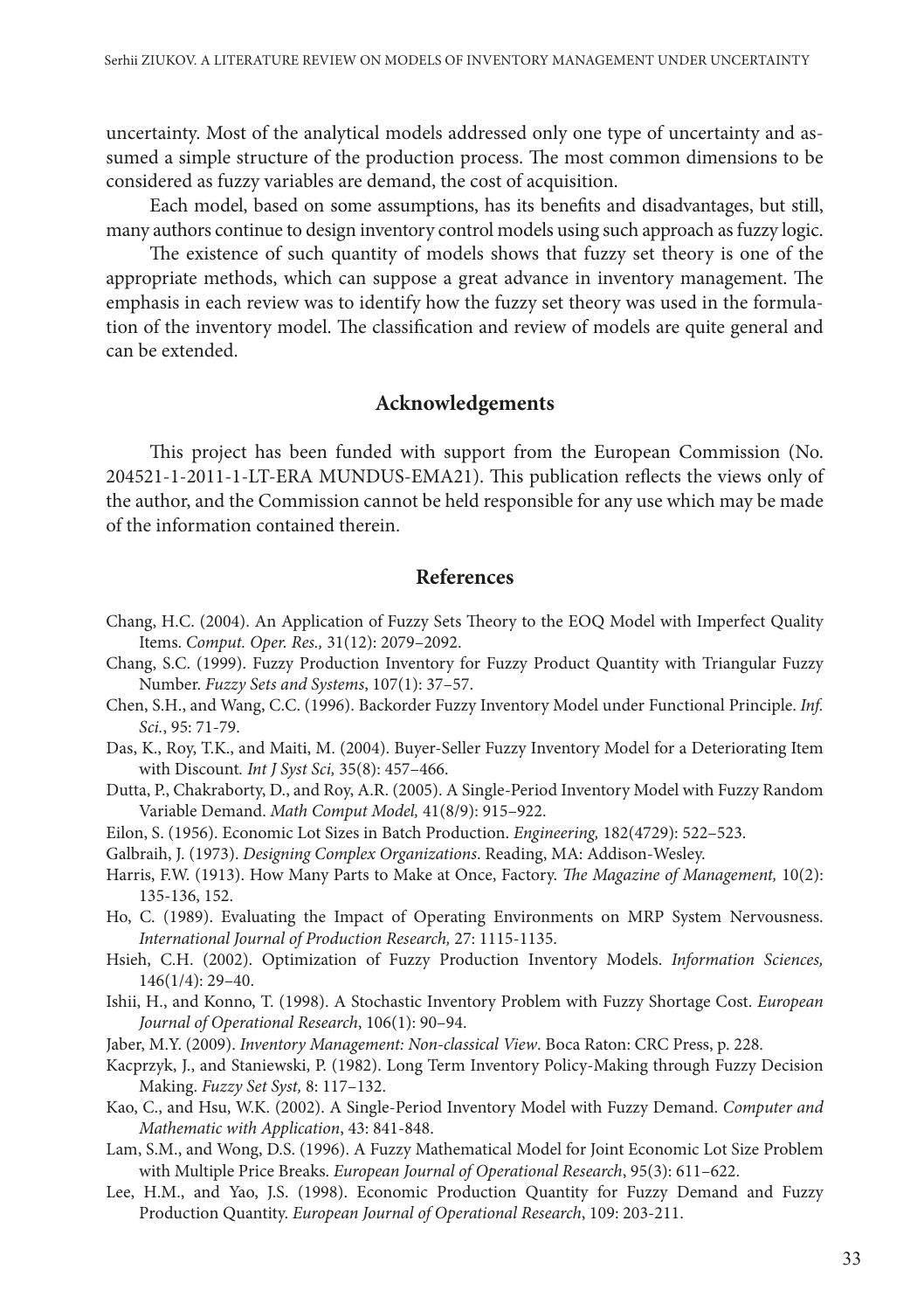uncertainty. Most of the analytical models addressed only one type of uncertainty and assumed a simple structure of the production process. The most common dimensions to be considered as fuzzy variables are demand, the cost of acquisition.

Each model, based on some assumptions, has its benefits and disadvantages, but still, many authors continue to design inventory control models using such approach as fuzzy logic.

The existence of such quantity of models shows that fuzzy set theory is one of the appropriate methods, which can suppose a great advance in inventory management. The emphasis in each review was to identify how the fuzzy set theory was used in the formulation of the inventory model. The classification and review of models are quite general and can be extended.

## Acknowledgements

This project has been funded with support from the European Commission (No. 204521-1-2011-1-LT-ERA MUNDUS-EMA21). This publication reflects the views only of the author, and the Commission cannot be held responsible for any use which may be made of the information contained therein.

## References

Chang, H.C. (2004). An Application of Fuzzy Sets Theory to the EOQ Model with Imperfect Quality Items. *Comput. Oper. Res.,* 31(12): 2079–2092.

Chang, S.C. (1999). Fuzzy Production Inventory for Fuzzy Product Quantity with Triangular Fuzzy Number. *Fuzzy Sets and Systems*, 107(1): 37–57.

Chen, S.H., and Wang, C.C. (1996). Backorder Fuzzy Inventory Model under Functional Principle. *Inf. Sci.*, 95: 71-79.

Das, K., Roy, T.K., and Maiti, M. (2004). Buyer-Seller Fuzzy Inventory Model for a Deteriorating Item with Discount. *Int J Syst Sci,* 35(8): 457–466.

Dutta, P., Chakraborty, D., and Roy, A.R. (2005). A Single-Period Inventory Model with Fuzzy Random Variable Demand. *Math Comput Model,* 41(8/9): 915–922.

Eilon, S. (1956). Economic Lot Sizes in Batch Production. *Engineering,* 182(4729): 522–523.

Galbraih, J. (1973). *Designing Complex Organizations*. Reading, MA: Addison-Wesley.

Harris, F.W. (1913). How Many Parts to Make at Once, Factory. *The Magazine of Management,* 10(2): 135-136, 152.

Ho, C. (1989). Evaluating the Impact of Operating Environments on MRP System Nervousness. *International Journal of Production Research,* 27: 1115-1135.

Hsieh, C.H. (2002). Optimization of Fuzzy Production Inventory Models. *Information Sciences,* 146(1/4): 29–40.

Ishii, H., and Konno, T. (1998). A Stochastic Inventory Problem with Fuzzy Shortage Cost. *European Journal of Operational Research*, 106(1): 90–94.

Jaber, M.Y. (2009). *Inventory Management: Non-classical View*. Boca Raton: CRC Press, p. 228.

Kacprzyk, J., and Staniewski, P. (1982). Long Term Inventory Policy-Making through Fuzzy Decision Making. *Fuzzy Set Syst,* 8: 117–132.

Kao, C., and Hsu, W.K. (2002). A Single-Period Inventory Model with Fuzzy Demand. *Computer and Mathematic with Application*, 43: 841-848.

Lam, S.M., and Wong, D.S. (1996). A Fuzzy Mathematical Model for Joint Economic Lot Size Problem with Multiple Price Breaks. *European Journal of Operational Research*, 95(3): 611–622.

Lee, H.M., and Yao, J.S. (1998). Economic Production Quantity for Fuzzy Demand and Fuzzy Production Quantity. *European Journal of Operational Research*, 109: 203-211.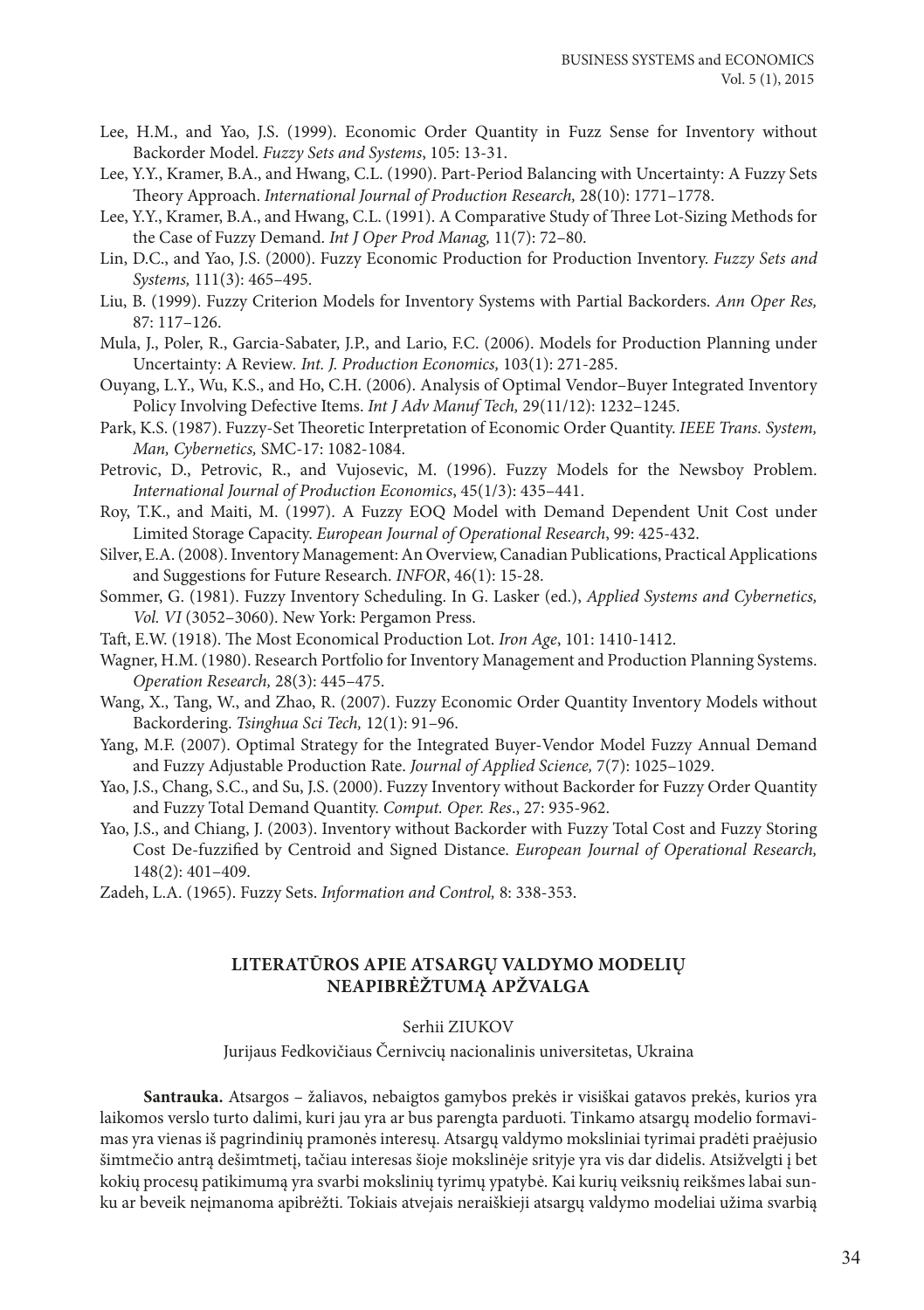Lee, H.M., and Yao, J.S. (1999). Economic Order Quantity in Fuzz Sense for Inventory without Backorder Model. *Fuzzy Sets and Systems*, 105: 13-31.

Lee, Y.Y., Kramer, B.A., and Hwang, C.L. (1990). Part-Period Balancing with Uncertainty: A Fuzzy Sets Theory Approach. *International Journal of Production Research,* 28(10): 1771–1778.

Lee, Y.Y., Kramer, B.A., and Hwang, C.L. (1991). A Comparative Study of Three Lot-Sizing Methods for the Case of Fuzzy Demand. *Int J Oper Prod Manag,* 11(7): 72–80.

Lin, D.C., and Yao, J.S. (2000). Fuzzy Economic Production for Production Inventory. *Fuzzy Sets and Systems,* 111(3): 465–495.

Liu, B. (1999). Fuzzy Criterion Models for Inventory Systems with Partial Backorders. *Ann Oper Res,* 87: 117–126.

Mula, J., Poler, R., Garcia-Sabater, J.P., and Lario, F.C. (2006). Models for Production Planning under Uncertainty: A Review. *Int. J. Production Economics,* 103(1): 271-285.

Ouyang, L.Y., Wu, K.S., and Ho, C.H. (2006). Analysis of Optimal Vendor–Buyer Integrated Inventory Policy Involving Defective Items. *Int J Adv Manuf Tech,* 29(11/12): 1232–1245.

Park, K.S. (1987). Fuzzy-Set Theoretic Interpretation of Economic Order Quantity. *IEEE Trans. System, Man, Cybernetics,* SMC-17: 1082-1084.

Petrovic, D., Petrovic, R., and Vujosevic, M. (1996). Fuzzy Models for the Newsboy Problem. *International Journal of Production Economics*, 45(1/3): 435–441.

Roy, T.K., and Maiti, M. (1997). A Fuzzy EOQ Model with Demand Dependent Unit Cost under Limited Storage Capacity. *European Journal of Operational Research*, 99: 425-432.

Silver, E.A. (2008). Inventory Management: An Overview, Canadian Publications, Practical Applications and Suggestions for Future Research. *INFOR*, 46(1): 15-28.

Sommer, G. (1981). Fuzzy Inventory Scheduling. In G. Lasker (ed.), *Applied Systems and Cybernetics, Vol. VI* (3052–3060). New York: Pergamon Press.

Taft, E.W. (1918). The Most Economical Production Lot. *Iron Age*, 101: 1410-1412.

Wagner, H.M. (1980). Research Portfolio for Inventory Management and Production Planning Systems. *Operation Research,* 28(3): 445–475.

Wang, X., Tang, W., and Zhao, R. (2007). Fuzzy Economic Order Quantity Inventory Models without Backordering. *Tsinghua Sci Tech,* 12(1): 91–96.

Yang, M.F. (2007). Optimal Strategy for the Integrated Buyer-Vendor Model Fuzzy Annual Demand and Fuzzy Adjustable Production Rate. *Journal of Applied Science,* 7(7): 1025–1029.

Yao, J.S., Chang, S.C., and Su, J.S. (2000). Fuzzy Inventory without Backorder for Fuzzy Order Quantity and Fuzzy Total Demand Quantity. *Comput. Oper. Res*., 27: 935-962.

Yao, J.S., and Chiang, J. (2003). Inventory without Backorder with Fuzzy Total Cost and Fuzzy Storing Cost De-fuzzified by Centroid and Signed Distance. *European Journal of Operational Research,* 148(2): 401–409.

Zadeh, L.A. (1965). Fuzzy Sets. *Information and Control,* 8: 338-353.

## LITERATŪROS APIE ATSARGŲ VALDYMO MODELIŲ NEAPIBRĖŽTUMĄ APŽVALGA

Serhii ZIUKOV

Jurijaus Fedkovičiaus Černivcių nacionalinis universitetas, Ukraina

**Santrauka.** Atsargos – žaliavos, nebaigtos gamybos prekės ir visiškai gatavos prekės, kurios yra laikomos verslo turto dalimi, kuri jau yra ar bus parengta parduoti. Tinkamo atsargų modelio formavimas yra vienas iš pagrindinių pramonės interesų. Atsargų valdymo moksliniai tyrimai pradėti praėjusio šimtmečio antrą dešimtmetį, tačiau interesas šioje mokslinėje srityje yra vis dar didelis. Atsižvelgti į bet kokių procesų patikimumą yra svarbi mokslinių tyrimų ypatybė. Kai kurių veiksnių reikšmes labai sunku ar beveik neįmanoma apibrėžti. Tokiais atvejais neraiškieji atsargų valdymo modeliai užima svarbią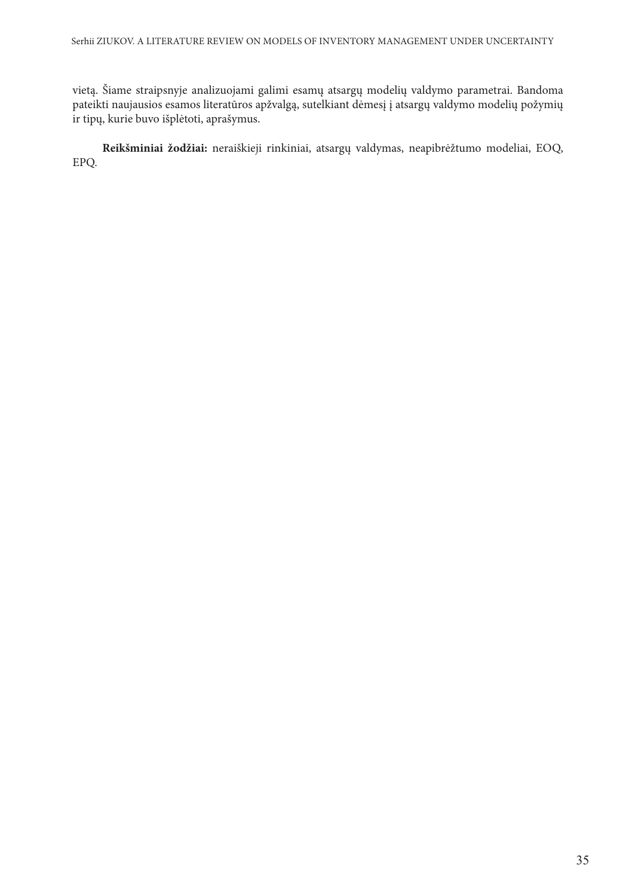vietą. Šiame straipsnyje analizuojami galimi esamų atsargų modelių valdymo parametrai. Bandoma pateikti naujausios esamos literatūros apžvalgą, sutelkiant dėmesį į atsargų valdymo modelių požymių ir tipų, kurie buvo išplėtoti, aprašymus.

**Reikšminiai žodžiai:** neraiškieji rinkiniai, atsargų valdymas, neapibrėžtumo modeliai, EOQ, EPQ.